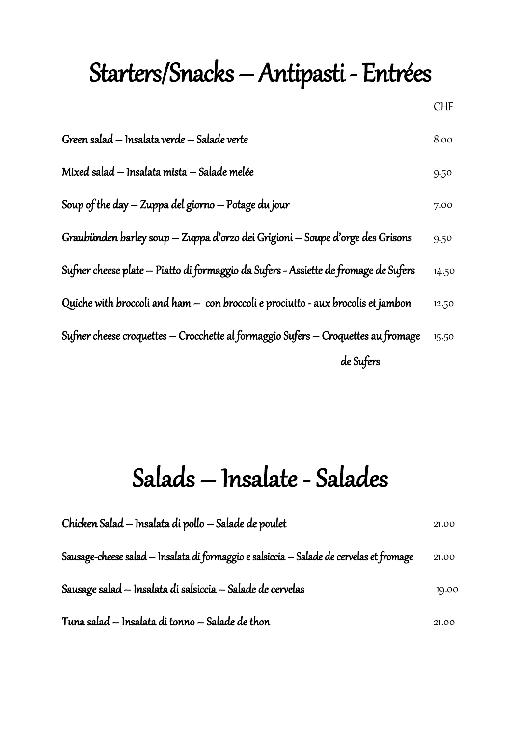# Starters/Snacks – Antipasti - Entrées

| | CHF |
|---|---|
| Green salad – Insalata verde – Salade verte | 8.00 |
| Mixed salad – Insalata mista – Salade melée | 9.50 |
| Soup of the day – Zuppa del giorno – Potage du jour | 7.00 |
| Graubünden barley soup – Zuppa d'orzo dei Grigioni – Soupe d'orge des Grisons | 9.50 |
| Sufner cheese plate – Piatto di formaggio da Sufers - Assiette de fromage de Sufers | 14.50 |
| Quiche with broccoli and ham – con broccoli e prociutto - aux brocolis et jambon | 12.50 |
| Sufner cheese croquettes – Crocchette al formaggio Sufers – Croquettes au fromage de Sufers | 15.50 |

# Salads – Insalate - Salades

| | |
|---|---|
| Chicken Salad – Insalata di pollo – Salade de poulet | 21.00 |
| Sausage-cheese salad – Insalata di formaggio e salsiccia – Salade de cervelas et fromage | 21.00 |
| Sausage salad – Insalata di salsiccia – Salade de cervelas | 19.00 |
| Tuna salad – Insalata di tonno – Salade de thon | 21.00 |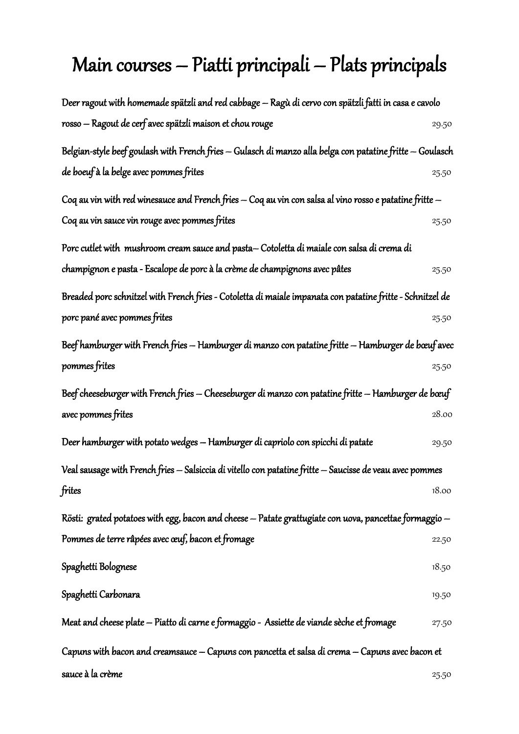# Main courses – Piatti principali – Plats principals

Deer ragout with homemade spätzli and red cabbage – Ragù di cervo con spätzli fatti in casa e cavolo rosso – Ragout de cerf avec spätzli maison et chou rouge 29.50

Belgian-style beef goulash with French fries – Gulasch di manzo alla belga con patatine fritte – Goulasch de boeuf à la belge avec pommes frites 25.50

Coq au vin with red winesauce and French fries – Coq au vin con salsa al vino rosso e patatine fritte – Coq au vin sauce vin rouge avec pommes frites 25.50

Porc cutlet with mushroom cream sauce and pasta– Cotoletta di maiale con salsa di crema di champignon e pasta - Escalope de porc à la crème de champignons avec pâtes 25.50

Breaded porc schnitzel with French fries - Cotoletta di maiale impanata con patatine fritte - Schnitzel de porc pané avec pommes frites 25.50

Beef hamburger with French fries – Hamburger di manzo con patatine fritte – Hamburger de bœuf avec pommes frites 25.50

Beef cheeseburger with French fries – Cheeseburger di manzo con patatine fritte – Hamburger de bœuf avec pommes frites 28.00

Deer hamburger with potato wedges – Hamburger di capriolo con spicchi di patate 29.50

Veal sausage with French fries – Salsiccia di vitello con patatine fritte – Saucisse de veau avec pommes frites 18.00

Rösti: grated potatoes with egg, bacon and cheese – Patate grattugiate con uova, pancettae formaggio – Pommes de terre râpées avec œuf, bacon et fromage 22.50

Spaghetti Bolognese 18.50

Spaghetti Carbonara 19.50

Meat and cheese plate – Piatto di carne e formaggio - Assiette de viande sèche et fromage 27.50

Capuns with bacon and creamsauce – Capuns con pancetta et salsa di crema – Capuns avec bacon et sauce à la crème 25.50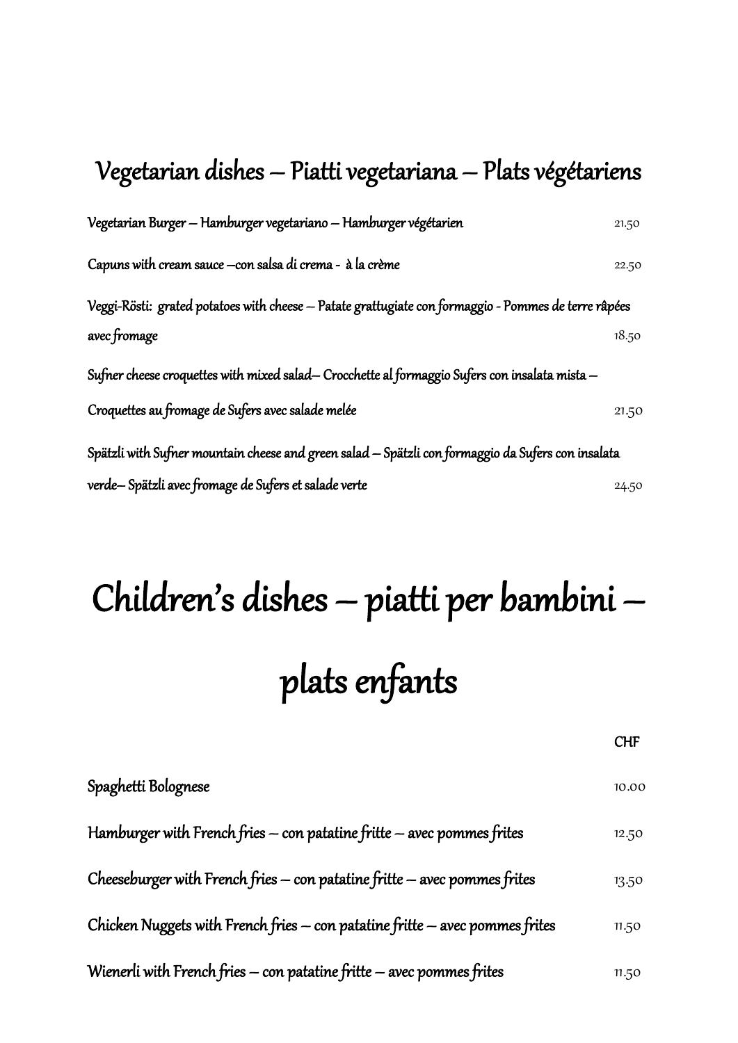## Vegetarian dishes – Piatti vegetariana – Plats végétariens

| | |
|---|---|
| Vegetarian Burger – Hamburger vegetariano – Hamburger végétarien | 21.50 |
| Capuns with cream sauce –con salsa di crema - à la crème | 22.50 |
| Veggi-Rösti: grated potatoes with cheese – Patate grattugiate con formaggio - Pommes de terre râpées avec fromage | 18.50 |
| Sufner cheese croquettes with mixed salad– Crocchette al formaggio Sufers con insalata mista – Croquettes au fromage de Sufers avec salade melée | 21.50 |
| Spätzli with Sufner mountain cheese and green salad – Spätzli con formaggio da Sufers con insalata verde– Spätzli avec fromage de Sufers et salade verte | 24.50 |

# Children's dishes – piatti per bambini – plats enfants

| | CHF |
|---|---|
| Spaghetti Bolognese | 10.00 |
| Hamburger with French fries – con patatine fritte – avec pommes frites | 12.50 |
| Cheeseburger with French fries – con patatine fritte – avec pommes frites | 13.50 |
| Chicken Nuggets with French fries – con patatine fritte – avec pommes frites | 11.50 |
| Wienerli with French fries – con patatine fritte – avec pommes frites | 11.50 |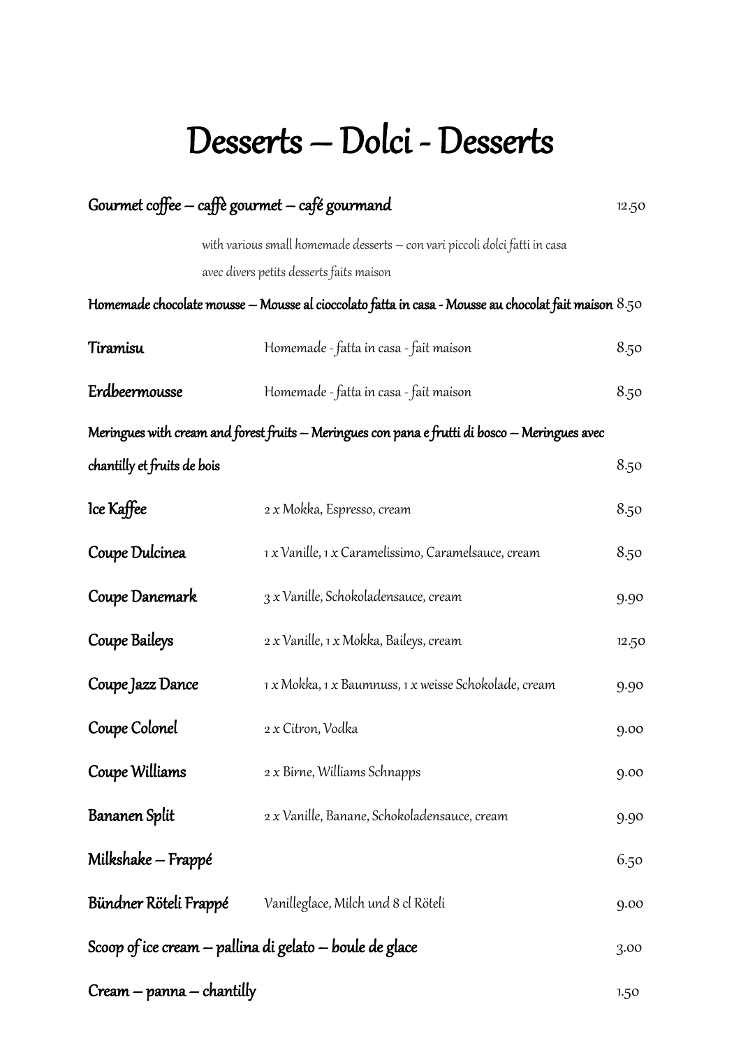# Desserts – Dolci - Desserts

| | | |
|---|---|---|
| **Gourmet coffee – caffè gourmet – café gourmand** | | 12.50 |
| | with various small homemade desserts – con vari piccoli dolci fatti in casa avec divers petits desserts faits maison | |
| **Homemade chocolate mousse – Mousse al cioccolato fatta in casa - Mousse au chocolat fait maison** | | 8.50 |
| **Tiramisu** | Homemade - fatta in casa - fait maison | 8.50 |
| **Erdbeermousse** | Homemade - fatta in casa - fait maison | 8.50 |
| **Meringues with cream and forest fruits – Meringues con pana e frutti di bosco – Meringues avec chantilly et fruits de bois** | | 8.50 |
| **Ice Kaffee** | 2 x Mokka, Espresso, cream | 8.50 |
| **Coupe Dulcinea** | 1 x Vanille, 1 x Caramelissimo, Caramelsauce, cream | 8.50 |
| **Coupe Danemark** | 3 x Vanille, Schokoladensauce, cream | 9.90 |
| **Coupe Baileys** | 2 x Vanille, 1 x Mokka, Baileys, cream | 12.50 |
| **Coupe Jazz Dance** | 1 x Mokka, 1 x Baumnuss, 1 x weisse Schokolade, cream | 9.90 |
| **Coupe Colonel** | 2 x Citron, Vodka | 9.00 |
| **Coupe Williams** | 2 x Birne, Williams Schnapps | 9.00 |
| **Bananen Split** | 2 x Vanille, Banane, Schokoladensauce, cream | 9.90 |
| **Milkshake – Frappé** | | 6.50 |
| **Bündner Röteli Frappé** | Vanilleglace, Milch und 8 cl Röteli | 9.00 |
| **Scoop of ice cream – pallina di gelato – boule de glace** | | 3.00 |
| **Cream – panna – chantilly** | | 1.50 |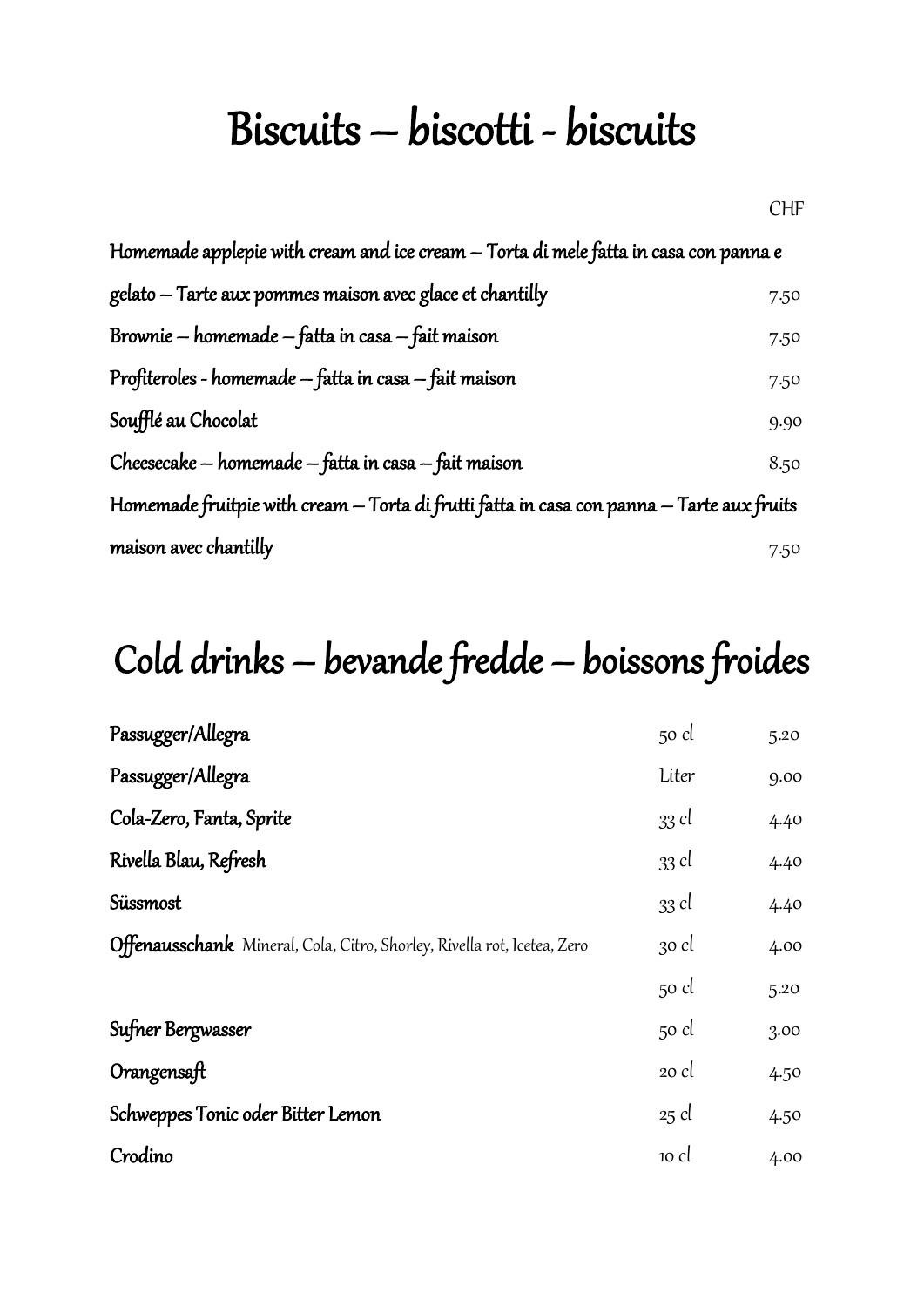# Biscuits – biscotti - biscuits

| | CHF |
|---|---|
| Homemade applepie with cream and ice cream – Torta di mele fatta in casa con panna e gelato – Tarte aux pommes maison avec glace et chantilly | 7.50 |
| Brownie – homemade – fatta in casa – fait maison | 7.50 |
| Profiteroles - homemade – fatta in casa – fait maison | 7.50 |
| Soufflé au Chocolat | 9.90 |
| Cheesecake – homemade – fatta in casa – fait maison | 8.50 |
| Homemade fruitpie with cream – Torta di frutti fatta in casa con panna – Tarte aux fruits maison avec chantilly | 7.50 |

# Cold drinks – bevande fredde – boissons froides

| | | |
|---|---|---|
| Passugger/Allegra | 50 cl | 5.20 |
| Passugger/Allegra | Liter | 9.00 |
| Cola-Zero, Fanta, Sprite | 33 cl | 4.40 |
| Rivella Blau, Refresh | 33 cl | 4.40 |
| Süssmost | 33 cl | 4.40 |
| **Offenausschank** Mineral, Cola, Citro, Shorley, Rivella rot, Icetea, Zero | 30 cl | 4.00 |
| | 50 cl | 5.20 |
| Sufner Bergwasser | 50 cl | 3.00 |
| Orangensaft | 20 cl | 4.50 |
| Schweppes Tonic oder Bitter Lemon | 25 cl | 4.50 |
| Crodino | 10 cl | 4.00 |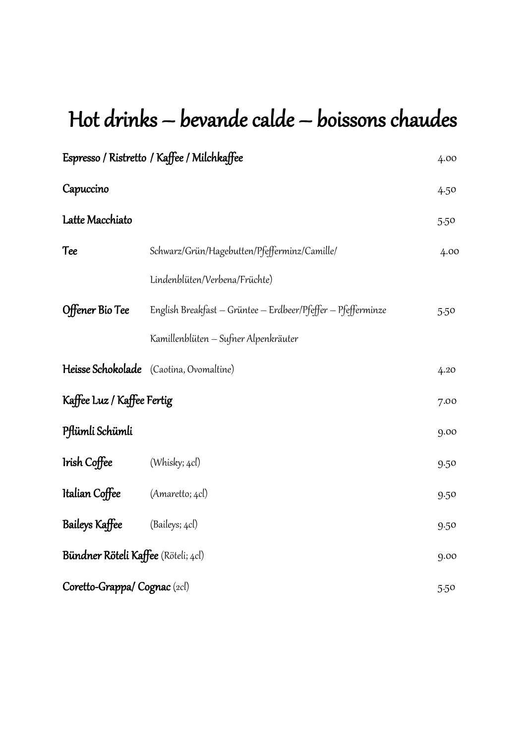# Hot drinks – bevande calde – boissons chaudes

| | | |
|---|---|---|
| **Espresso / Ristretto / Kaffee / Milchkaffee** | | 4.00 |
| **Capuccino** | | 4.50 |
| **Latte Macchiato** | | 5.50 |
| **Tee** | Schwarz/Grün/Hagebutten/Pfefferminz/Camille/ Lindenblüten/Verbena/Früchte) | 4.00 |
| **Offener Bio Tee** | English Breakfast – Grüntee – Erdbeer/Pfeffer – Pfefferminze Kamillenblüten – Sufner Alpenkräuter | 5.50 |
| **Heisse Schokolade** | (Caotina, Ovomaltine) | 4.20 |
| **Kaffee Luz / Kaffee Fertig** | | 7.00 |
| **Pflümli Schümli** | | 9.00 |
| **Irish Coffee** | (Whisky; 4cl) | 9.50 |
| **Italian Coffee** | (Amaretto; 4cl) | 9.50 |
| **Baileys Kaffee** | (Baileys; 4cl) | 9.50 |
| **Bündner Röteli Kaffee** | (Röteli; 4cl) | 9.00 |
| **Coretto-Grappa/ Cognac** | (2cl) | 5.50 |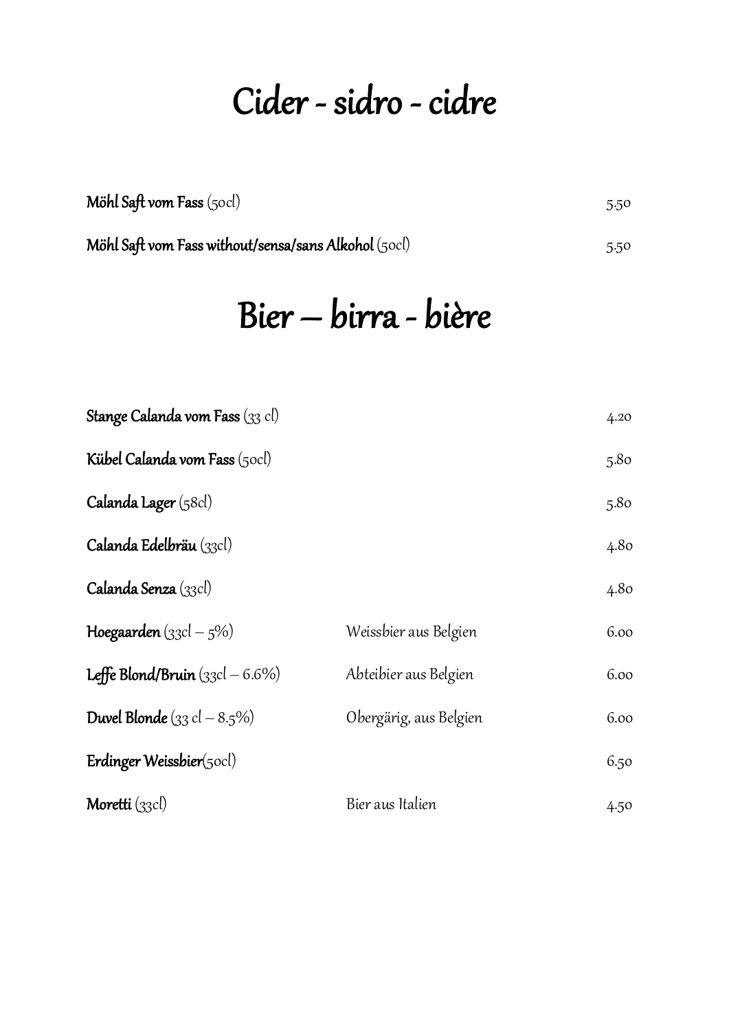# Cider - sidro - cidre

| | |
|---|---|
| **Möhl Saft vom Fass** (50cl) | 5.50 |
| **Möhl Saft vom Fass without/sensa/sans Alkohol** (50cl) | 5.50 |

# Bier – birra - bière

| | | |
|---|---|---|
| **Stange Calanda vom Fass** (33 cl) | | 4.20 |
| **Kübel Calanda vom Fass** (50cl) | | 5.80 |
| **Calanda Lager** (58cl) | | 5.80 |
| **Calanda Edelbräu** (33cl) | | 4.80 |
| **Calanda Senza** (33cl) | | 4.80 |
| **Hoegaarden** (33cl – 5%) | Weissbier aus Belgien | 6.00 |
| **Leffe Blond/Bruin** (33cl – 6.6%) | Abteibier aus Belgien | 6.00 |
| **Duvel Blonde** (33 cl – 8.5%) | Obergärig, aus Belgien | 6.00 |
| **Erdinger Weissbier**(50cl) | | 6.50 |
| **Moretti** (33cl) | Bier aus Italien | 4.50 |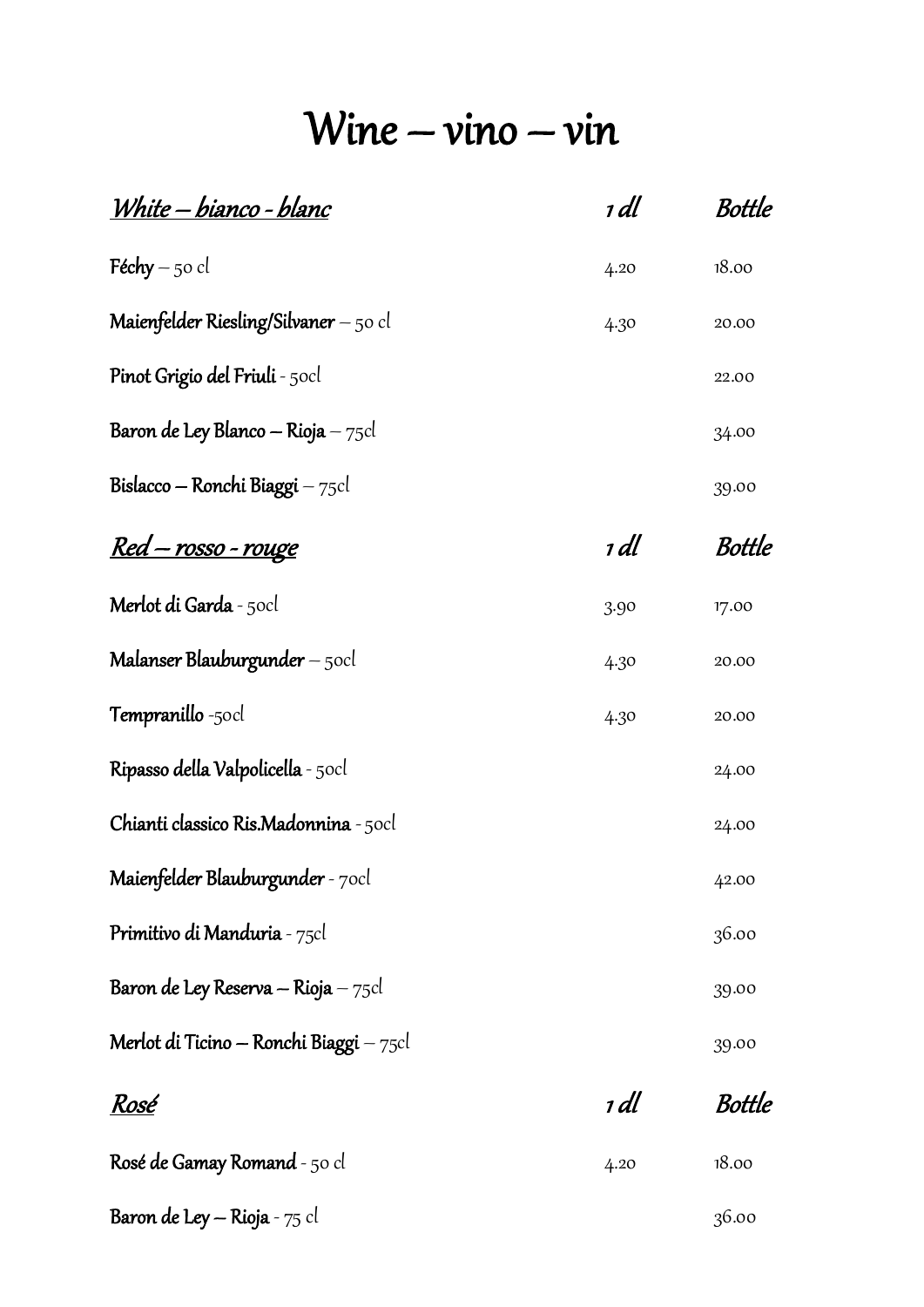# Wine – vino – vin

| *White – bianco - blanc* | *1 dl* | *Bottle* |
|---|---|---|
| **Féchy** – 50 cl | 4.20 | 18.00 |
| **Maienfelder Riesling/Silvaner** – 50 cl | 4.30 | 20.00 |
| **Pinot Grigio del Friuli** - 50cl | | 22.00 |
| **Baron de Ley Blanco – Rioja** – 75cl | | 34.00 |
| **Bislacco – Ronchi Biaggi** – 75cl | | 39.00 |

| *Red – rosso - rouge* | *1 dl* | *Bottle* |
|---|---|---|
| **Merlot di Garda** - 50cl | 3.90 | 17.00 |
| **Malanser Blauburgunder** – 50cl | 4.30 | 20.00 |
| **Tempranillo** -50cl | 4.30 | 20.00 |
| **Ripasso della Valpolicella** - 50cl | | 24.00 |
| **Chianti classico Ris.Madonnina** - 50cl | | 24.00 |
| **Maienfelder Blauburgunder** - 70cl | | 42.00 |
| **Primitivo di Manduria** - 75cl | | 36.00 |
| **Baron de Ley Reserva – Rioja** – 75cl | | 39.00 |
| **Merlot di Ticino – Ronchi Biaggi** – 75cl | | 39.00 |

| *Rosé* | *1 dl* | *Bottle* |
|---|---|---|
| **Rosé de Gamay Romand** - 50 cl | 4.20 | 18.00 |
| **Baron de Ley – Rioja** - 75 cl | | 36.00 |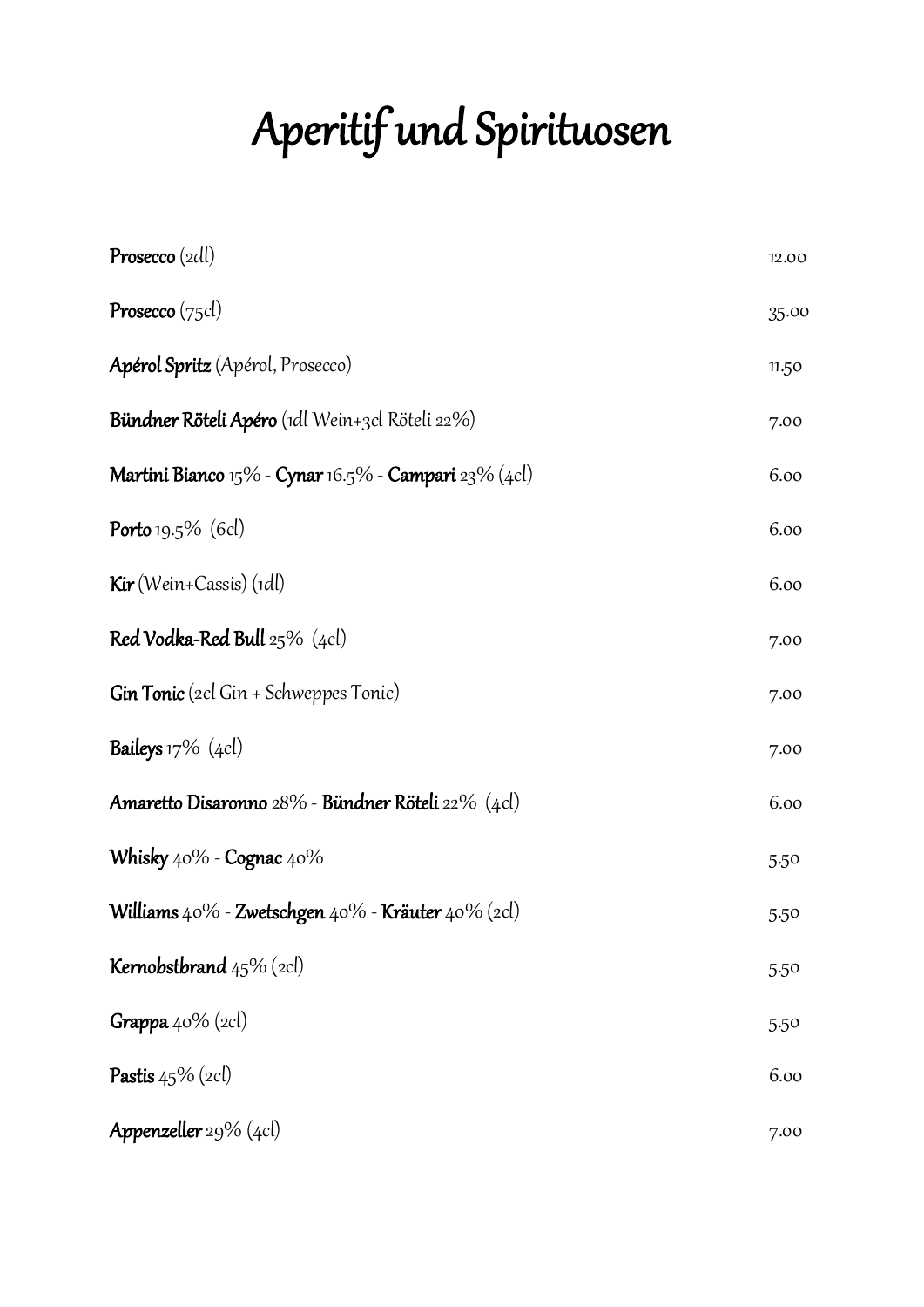# Aperitif und Spirituosen

| | |
|---|---|
| **Prosecco** (2dl) | 12.00 |
| **Prosecco** (75cl) | 35.00 |
| **Apérol Spritz** (Apérol, Prosecco) | 11.50 |
| **Bündner Röteli Apéro** (1dl Wein+3cl Röteli 22%) | 7.00 |
| **Martini Bianco** 15% - **Cynar** 16.5% - **Campari** 23% (4cl) | 6.00 |
| **Porto** 19.5% (6cl) | 6.00 |
| **Kir** (Wein+Cassis) (1dl) | 6.00 |
| **Red Vodka-Red Bull** 25% (4cl) | 7.00 |
| **Gin Tonic** (2cl Gin + Schweppes Tonic) | 7.00 |
| **Baileys** 17% (4cl) | 7.00 |
| **Amaretto Disaronno** 28% - **Bündner Röteli** 22% (4cl) | 6.00 |
| **Whisky** 40% - **Cognac** 40% | 5.50 |
| **Williams** 40% - **Zwetschgen** 40% - **Kräuter** 40% (2cl) | 5.50 |
| **Kernobstbrand** 45% (2cl) | 5.50 |
| **Grappa** 40% (2cl) | 5.50 |
| **Pastis** 45% (2cl) | 6.00 |
| **Appenzeller** 29% (4cl) | 7.00 |